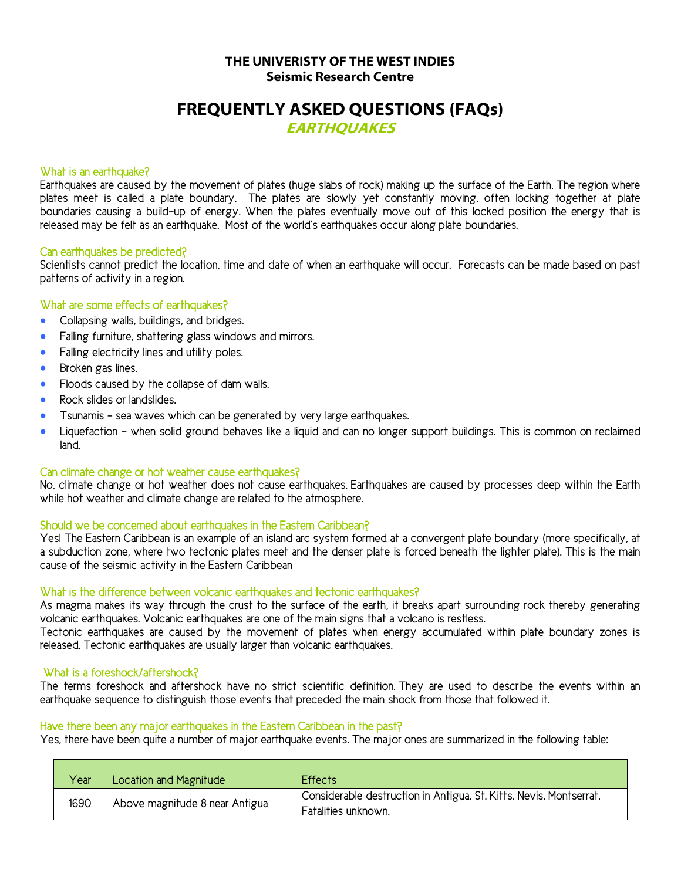**THE UNIVERISTY OF THE WEST INDIES**
**Seismic Research Centre**

# FREQUENTLY ASKED QUESTIONS (FAQs)

## *EARTHQUAKES*

### What is an earthquake?

Earthquakes are caused by the movement of plates (huge slabs of rock) making up the surface of the Earth. The region where plates meet is called a plate boundary. The plates are slowly yet constantly moving, often locking together at plate boundaries causing a build-up of energy. When the plates eventually move out of this locked position the energy that is released may be felt as an earthquake. Most of the world's earthquakes occur along plate boundaries.

### Can earthquakes be predicted?

Scientists cannot predict the location, time and date of when an earthquake will occur. Forecasts can be made based on past patterns of activity in a region.

### What are some effects of earthquakes?

- Collapsing walls, buildings, and bridges.
- Falling furniture, shattering glass windows and mirrors.
- Falling electricity lines and utility poles.
- Broken gas lines.
- Floods caused by the collapse of dam walls.
- Rock slides or landslides.
- Tsunamis – sea waves which can be generated by very large earthquakes.
- Liquefaction – when solid ground behaves like a liquid and can no longer support buildings. This is common on reclaimed land.

### Can climate change or hot weather cause earthquakes?

No, climate change or hot weather does not cause earthquakes. Earthquakes are caused by processes deep within the Earth while hot weather and climate change are related to the atmosphere.

### Should we be concerned about earthquakes in the Eastern Caribbean?

Yes! The Eastern Caribbean is an example of an island arc system formed at a convergent plate boundary (more specifically, at a subduction zone, where two tectonic plates meet and the denser plate is forced beneath the lighter plate). This is the main cause of the seismic activity in the Eastern Caribbean

### What is the difference between volcanic earthquakes and tectonic earthquakes?

As magma makes its way through the crust to the surface of the earth, it breaks apart surrounding rock thereby generating volcanic earthquakes. Volcanic earthquakes are one of the main signs that a volcano is restless.

Tectonic earthquakes are caused by the movement of plates when energy accumulated within plate boundary zones is released. Tectonic earthquakes are usually larger than volcanic earthquakes.

### What is a foreshock/aftershock?

The terms foreshock and aftershock have no strict scientific definition. They are used to describe the events within an earthquake sequence to distinguish those events that preceded the main shock from those that followed it.

### Have there been any major earthquakes in the Eastern Caribbean in the past?

Yes, there have been quite a number of major earthquake events. The major ones are summarized in the following table:

| Year | Location and Magnitude | Effects |
|---|---|---|
| 1690 | Above magnitude 8 near Antigua | Considerable destruction in Antigua, St. Kitts, Nevis, Montserrat. Fatalities unknown. |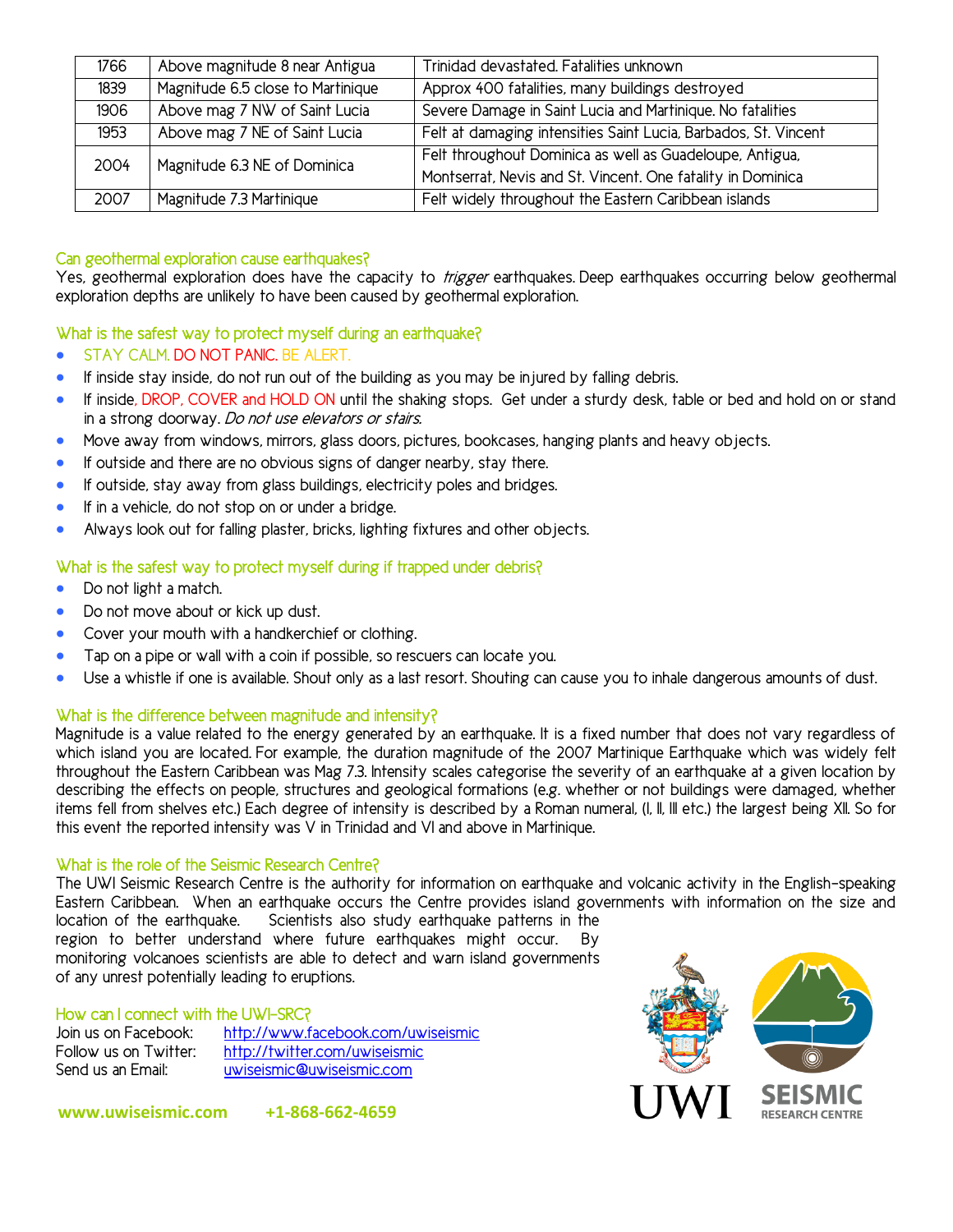| | | |
|---|---|---|
| 1766 | Above magnitude 8 near Antigua | Trinidad devastated. Fatalities unknown |
| 1839 | Magnitude 6.5 close to Martinique | Approx 400 fatalities, many buildings destroyed |
| 1906 | Above mag 7 NW of Saint Lucia | Severe Damage in Saint Lucia and Martinique. No fatalities |
| 1953 | Above mag 7 NE of Saint Lucia | Felt at damaging intensities Saint Lucia, Barbados, St. Vincent |
| 2004 | Magnitude 6.3 NE of Dominica | Felt throughout Dominica as well as Guadeloupe, Antigua, Montserrat, Nevis and St. Vincent. One fatality in Dominica |
| 2007 | Magnitude 7.3 Martinique | Felt widely throughout the Eastern Caribbean islands |

### Can geothermal exploration cause earthquakes?

Yes, geothermal exploration does have the capacity to *trigger* earthquakes. Deep earthquakes occurring below geothermal exploration depths are unlikely to have been caused by geothermal exploration.

### What is the safest way to protect myself during an earthquake?

- STAY CALM. DO NOT PANIC. BE ALERT.
- If inside stay inside, do not run out of the building as you may be injured by falling debris.
- If inside, DROP, COVER and HOLD ON until the shaking stops. Get under a sturdy desk, table or bed and hold on or stand in a strong doorway. *Do not use elevators or stairs.*
- Move away from windows, mirrors, glass doors, pictures, bookcases, hanging plants and heavy objects.
- If outside and there are no obvious signs of danger nearby, stay there.
- If outside, stay away from glass buildings, electricity poles and bridges.
- If in a vehicle, do not stop on or under a bridge.
- Always look out for falling plaster, bricks, lighting fixtures and other objects.

### What is the safest way to protect myself during if trapped under debris?

- Do not light a match.
- Do not move about or kick up dust.
- Cover your mouth with a handkerchief or clothing.
- Tap on a pipe or wall with a coin if possible, so rescuers can locate you.
- Use a whistle if one is available. Shout only as a last resort. Shouting can cause you to inhale dangerous amounts of dust.

### What is the difference between magnitude and intensity?

Magnitude is a value related to the energy generated by an earthquake. It is a fixed number that does not vary regardless of which island you are located. For example, the duration magnitude of the 2007 Martinique Earthquake which was widely felt throughout the Eastern Caribbean was Mag 7.3. Intensity scales categorise the severity of an earthquake at a given location by describing the effects on people, structures and geological formations (e.g. whether or not buildings were damaged, whether items fell from shelves etc.) Each degree of intensity is described by a Roman numeral, (I, II, III etc.) the largest being XII. So for this event the reported intensity was V in Trinidad and VI and above in Martinique.

### What is the role of the Seismic Research Centre?

The UWI Seismic Research Centre is the authority for information on earthquake and volcanic activity in the English-speaking Eastern Caribbean. When an earthquake occurs the Centre provides island governments with information on the size and location of the earthquake. Scientists also study earthquake patterns in the region to better understand where future earthquakes might occur. By monitoring volcanoes scientists are able to detect and warn island governments of any unrest potentially leading to eruptions.

### How can I connect with the UWI-SRC?

Join us on Facebook: http://www.facebook.com/uwiseismic
Follow us on Twitter: http://twitter.com/uwiseismic
Send us an Email: uwiseismic@uwiseismic.com

**www.uwiseismic.com** **+1-868-662-4659**

UWI SEISMIC RESEARCH CENTRE